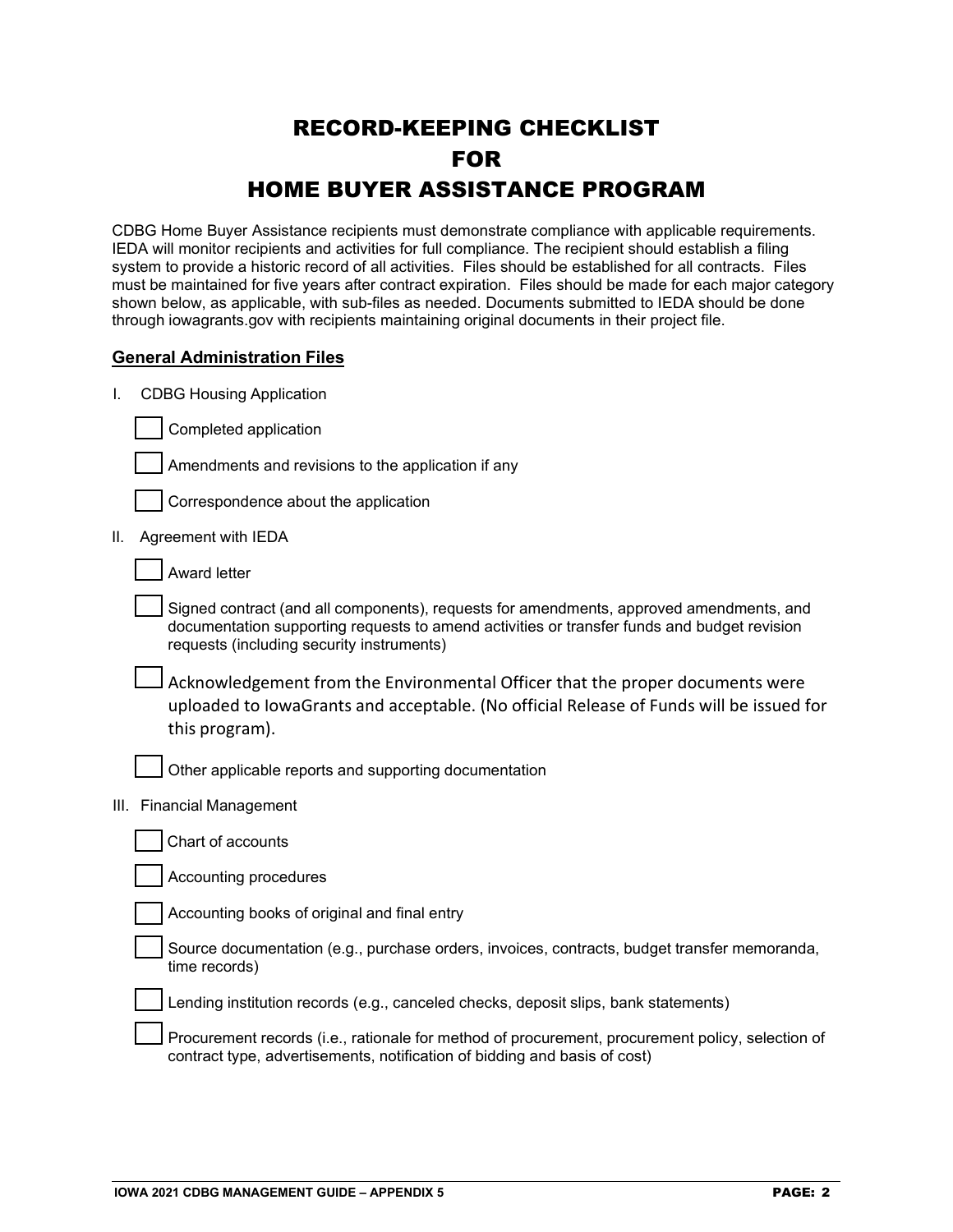# RECORD-KEEPING CHECKLIST
# FOR
# HOME BUYER ASSISTANCE PROGRAM

CDBG Home Buyer Assistance recipients must demonstrate compliance with applicable requirements. IEDA will monitor recipients and activities for full compliance. The recipient should establish a filing system to provide a historic record of all activities. Files should be established for all contracts. Files must be maintained for five years after contract expiration. Files should be made for each major category shown below, as applicable, with sub-files as needed. Documents submitted to IEDA should be done through iowagrants.gov with recipients maintaining original documents in their project file.

## General Administration Files

I. CDBG Housing Application

- [ ] Completed application
- [ ] Amendments and revisions to the application if any
- [ ] Correspondence about the application

II. Agreement with IEDA

- [ ] Award letter
- [ ] Signed contract (and all components), requests for amendments, approved amendments, and documentation supporting requests to amend activities or transfer funds and budget revision requests (including security instruments)
- [ ] Acknowledgement from the Environmental Officer that the proper documents were uploaded to IowaGrants and acceptable. (No official Release of Funds will be issued for this program).
- [ ] Other applicable reports and supporting documentation

III. Financial Management

- [ ] Chart of accounts
- [ ] Accounting procedures
- [ ] Accounting books of original and final entry
- [ ] Source documentation (e.g., purchase orders, invoices, contracts, budget transfer memoranda, time records)
- [ ] Lending institution records (e.g., canceled checks, deposit slips, bank statements)
- [ ] Procurement records (i.e., rationale for method of procurement, procurement policy, selection of contract type, advertisements, notification of bidding and basis of cost)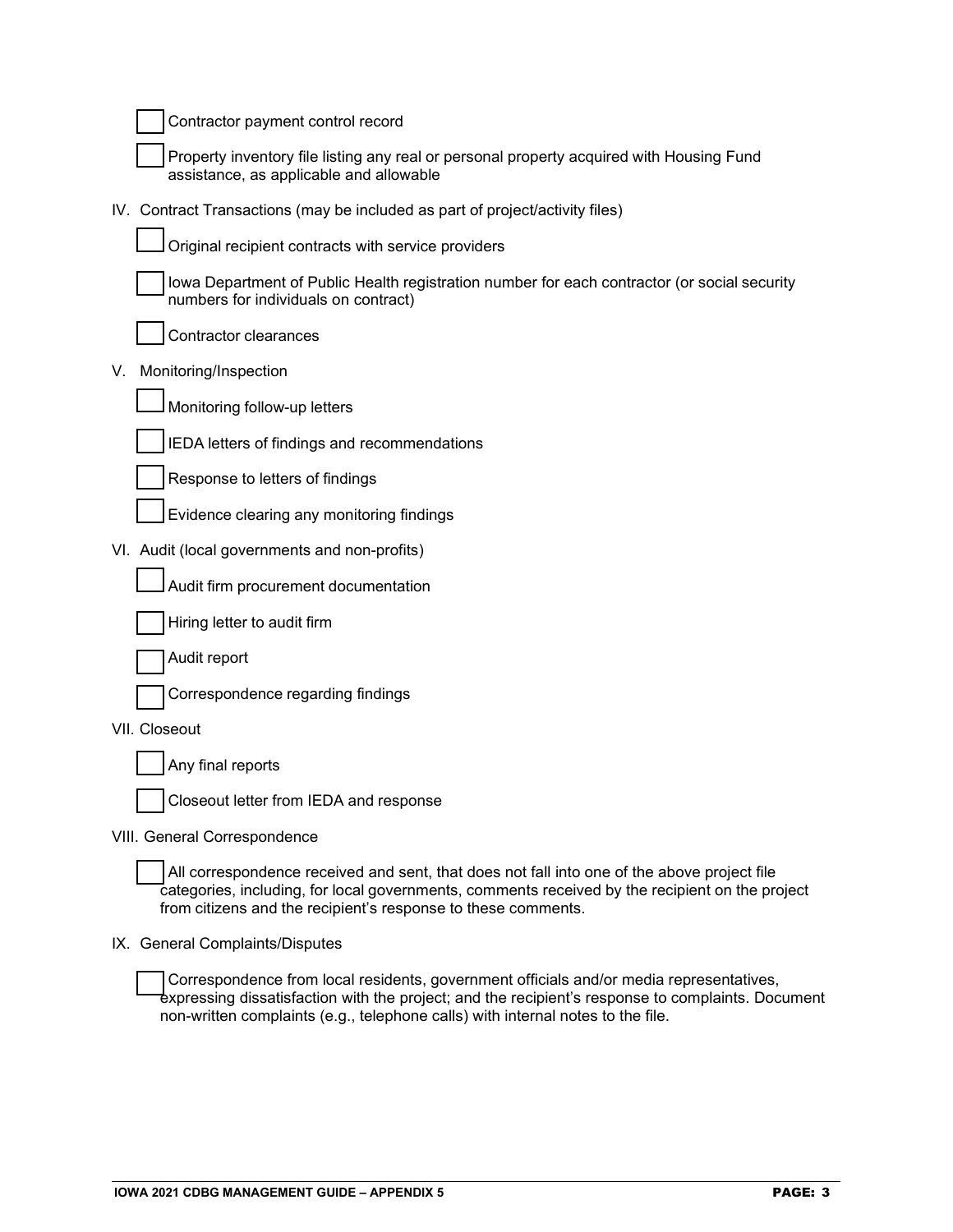- [ ] Contractor payment control record
- [ ] Property inventory file listing any real or personal property acquired with Housing Fund assistance, as applicable and allowable

IV. Contract Transactions (may be included as part of project/activity files)

- [ ] Original recipient contracts with service providers
- [ ] Iowa Department of Public Health registration number for each contractor (or social security numbers for individuals on contract)
- [ ] Contractor clearances

V. Monitoring/Inspection

- [ ] Monitoring follow-up letters
- [ ] IEDA letters of findings and recommendations
- [ ] Response to letters of findings
- [ ] Evidence clearing any monitoring findings

VI. Audit (local governments and non-profits)

- [ ] Audit firm procurement documentation
- [ ] Hiring letter to audit firm
- [ ] Audit report
- [ ] Correspondence regarding findings

VII. Closeout

- [ ] Any final reports
- [ ] Closeout letter from IEDA and response

VIII. General Correspondence

- [ ] All correspondence received and sent, that does not fall into one of the above project file categories, including, for local governments, comments received by the recipient on the project from citizens and the recipient's response to these comments.

IX. General Complaints/Disputes

- [ ] Correspondence from local residents, government officials and/or media representatives, expressing dissatisfaction with the project; and the recipient's response to complaints. Document non-written complaints (e.g., telephone calls) with internal notes to the file.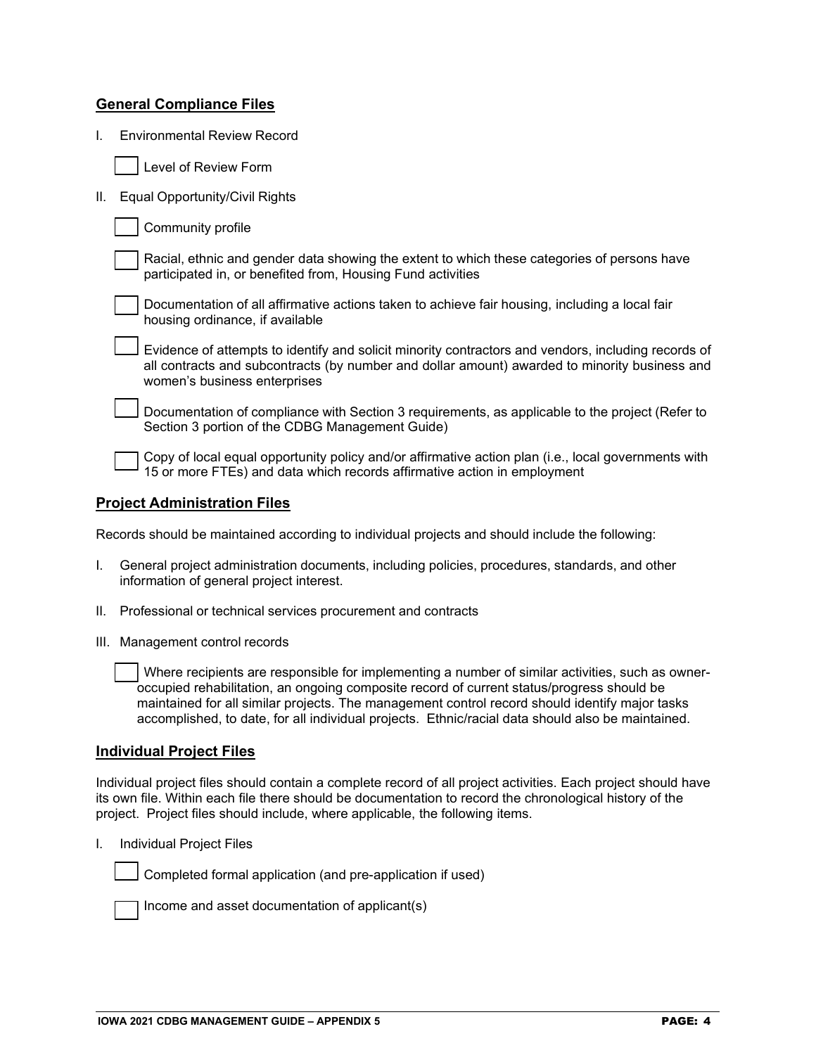## General Compliance Files

I. Environmental Review Record

- [ ] Level of Review Form

II. Equal Opportunity/Civil Rights

- [ ] Community profile
- [ ] Racial, ethnic and gender data showing the extent to which these categories of persons have participated in, or benefited from, Housing Fund activities
- [ ] Documentation of all affirmative actions taken to achieve fair housing, including a local fair housing ordinance, if available
- [ ] Evidence of attempts to identify and solicit minority contractors and vendors, including records of all contracts and subcontracts (by number and dollar amount) awarded to minority business and women's business enterprises
- [ ] Documentation of compliance with Section 3 requirements, as applicable to the project (Refer to Section 3 portion of the CDBG Management Guide)
- [ ] Copy of local equal opportunity policy and/or affirmative action plan (i.e., local governments with 15 or more FTEs) and data which records affirmative action in employment

## Project Administration Files

Records should be maintained according to individual projects and should include the following:

I. General project administration documents, including policies, procedures, standards, and other information of general project interest.

II. Professional or technical services procurement and contracts

III. Management control records

- [ ] Where recipients are responsible for implementing a number of similar activities, such as owner-occupied rehabilitation, an ongoing composite record of current status/progress should be maintained for all similar projects. The management control record should identify major tasks accomplished, to date, for all individual projects. Ethnic/racial data should also be maintained.

## Individual Project Files

Individual project files should contain a complete record of all project activities. Each project should have its own file. Within each file there should be documentation to record the chronological history of the project. Project files should include, where applicable, the following items.

I. Individual Project Files

- [ ] Completed formal application (and pre-application if used)
- [ ] Income and asset documentation of applicant(s)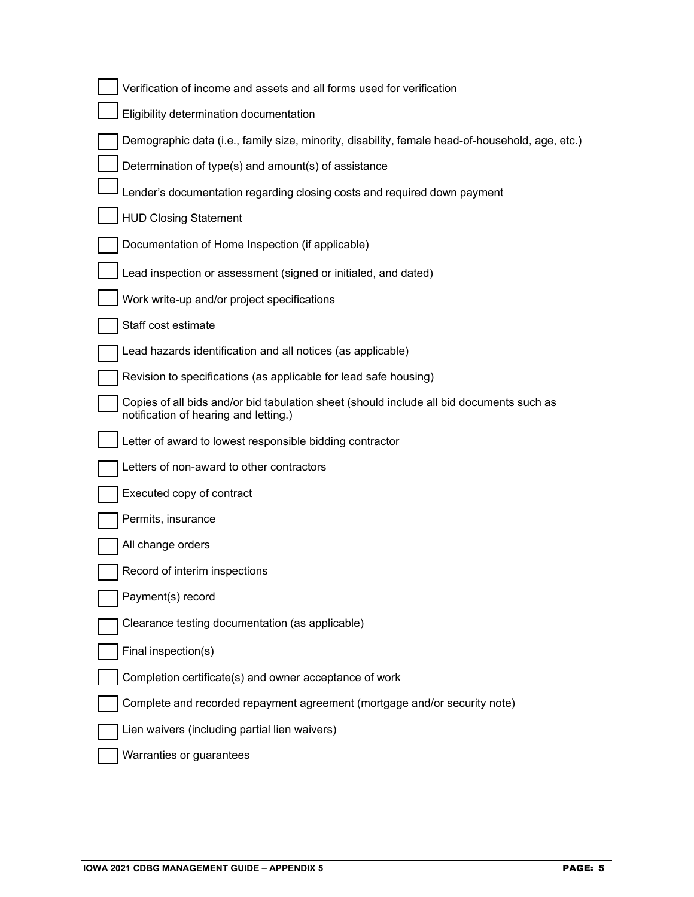- [ ] Verification of income and assets and all forms used for verification
- [ ] Eligibility determination documentation
- [ ] Demographic data (i.e., family size, minority, disability, female head-of-household, age, etc.)
- [ ] Determination of type(s) and amount(s) of assistance
- [ ] Lender's documentation regarding closing costs and required down payment
- [ ] HUD Closing Statement
- [ ] Documentation of Home Inspection (if applicable)
- [ ] Lead inspection or assessment (signed or initialed, and dated)
- [ ] Work write-up and/or project specifications
- [ ] Staff cost estimate
- [ ] Lead hazards identification and all notices (as applicable)
- [ ] Revision to specifications (as applicable for lead safe housing)
- [ ] Copies of all bids and/or bid tabulation sheet (should include all bid documents such as notification of hearing and letting.)
- [ ] Letter of award to lowest responsible bidding contractor
- [ ] Letters of non-award to other contractors
- [ ] Executed copy of contract
- [ ] Permits, insurance
- [ ] All change orders
- [ ] Record of interim inspections
- [ ] Payment(s) record
- [ ] Clearance testing documentation (as applicable)
- [ ] Final inspection(s)
- [ ] Completion certificate(s) and owner acceptance of work
- [ ] Complete and recorded repayment agreement (mortgage and/or security note)
- [ ] Lien waivers (including partial lien waivers)
- [ ] Warranties or guarantees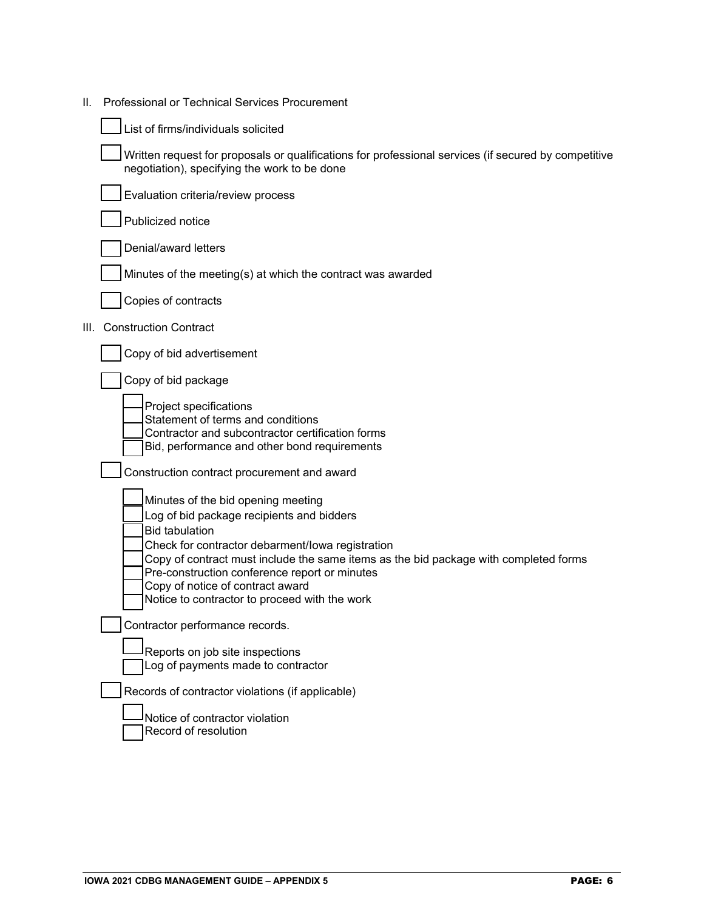II. Professional or Technical Services Procurement

- [ ] List of firms/individuals solicited
- [ ] Written request for proposals or qualifications for professional services (if secured by competitive negotiation), specifying the work to be done
- [ ] Evaluation criteria/review process
- [ ] Publicized notice
- [ ] Denial/award letters
- [ ] Minutes of the meeting(s) at which the contract was awarded
- [ ] Copies of contracts

III. Construction Contract

- [ ] Copy of bid advertisement
- [ ] Copy of bid package
  - [ ] Project specifications
  - [ ] Statement of terms and conditions
  - [ ] Contractor and subcontractor certification forms
  - [ ] Bid, performance and other bond requirements
- [ ] Construction contract procurement and award
  - [ ] Minutes of the bid opening meeting
  - [ ] Log of bid package recipients and bidders
  - [ ] Bid tabulation
  - [ ] Check for contractor debarment/Iowa registration
  - [ ] Copy of contract must include the same items as the bid package with completed forms
  - [ ] Pre-construction conference report or minutes
  - [ ] Copy of notice of contract award
  - [ ] Notice to contractor to proceed with the work
- [ ] Contractor performance records.
  - [ ] Reports on job site inspections
  - [ ] Log of payments made to contractor
- [ ] Records of contractor violations (if applicable)
  - [ ] Notice of contractor violation
  - [ ] Record of resolution